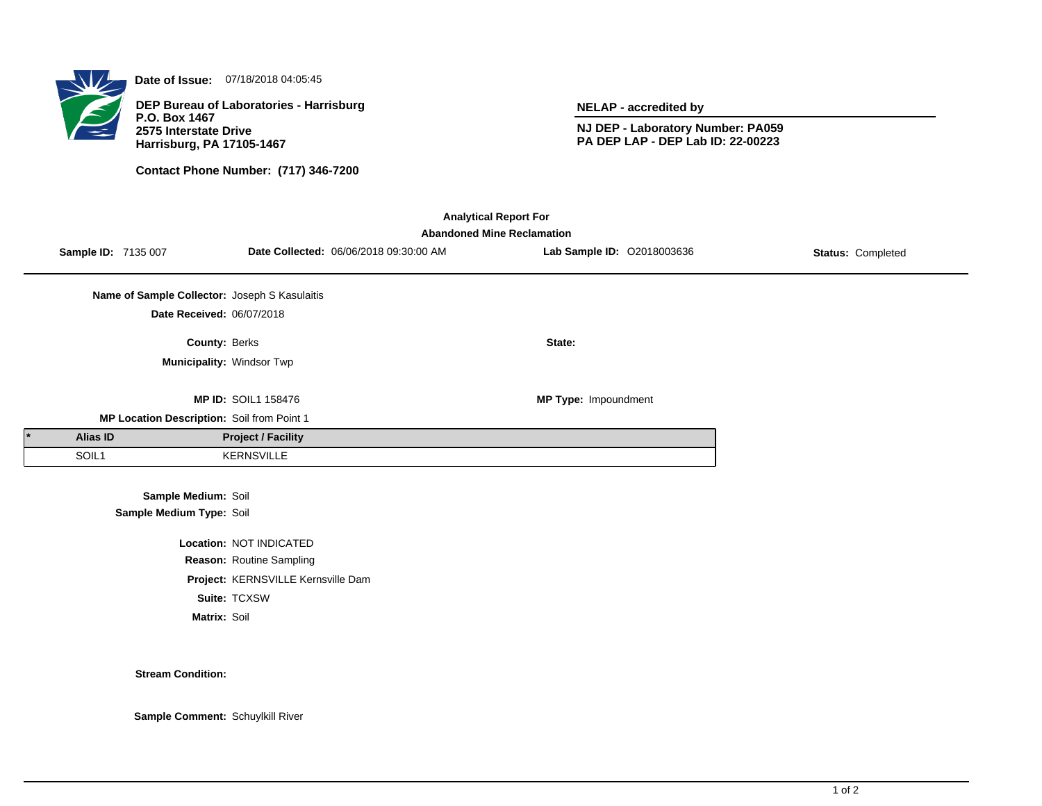**Date of Issue:** 07/18/2018 04:05:45

**DEP Bureau of Laboratories - Harrisburg**
**P.O. Box 1467**
**2575 Interstate Drive**
**Harrisburg, PA 17105-1467**

**Contact Phone Number: (717) 346-7200**

**NELAP - accredited by**

**NJ DEP - Laboratory Number: PA059**
**PA DEP LAP - DEP Lab ID: 22-00223**

**Analytical Report For**
**Abandoned Mine Reclamation**

**Sample ID:** 7135 007 **Date Collected:** 06/06/2018 09:30:00 AM **Lab Sample ID:** O2018003636 **Status:** Completed

**Name of Sample Collector:** Joseph S Kasulaitis
**Date Received:** 06/07/2018

**County:** Berks **State:**
**Municipality:** Windsor Twp

**MP ID:** SOIL1 158476 **MP Type:** Impoundment
**MP Location Description:** Soil from Point 1

| * | Alias ID | Project / Facility |
| --- | --- | --- |
| | SOIL1 | KERNSVILLE |

**Sample Medium:** Soil
**Sample Medium Type:** Soil

**Location:** NOT INDICATED
**Reason:** Routine Sampling
**Project:** KERNSVILLE Kernsville Dam
**Suite:** TCXSW
**Matrix:** Soil

**Stream Condition:**

**Sample Comment:** Schuylkill River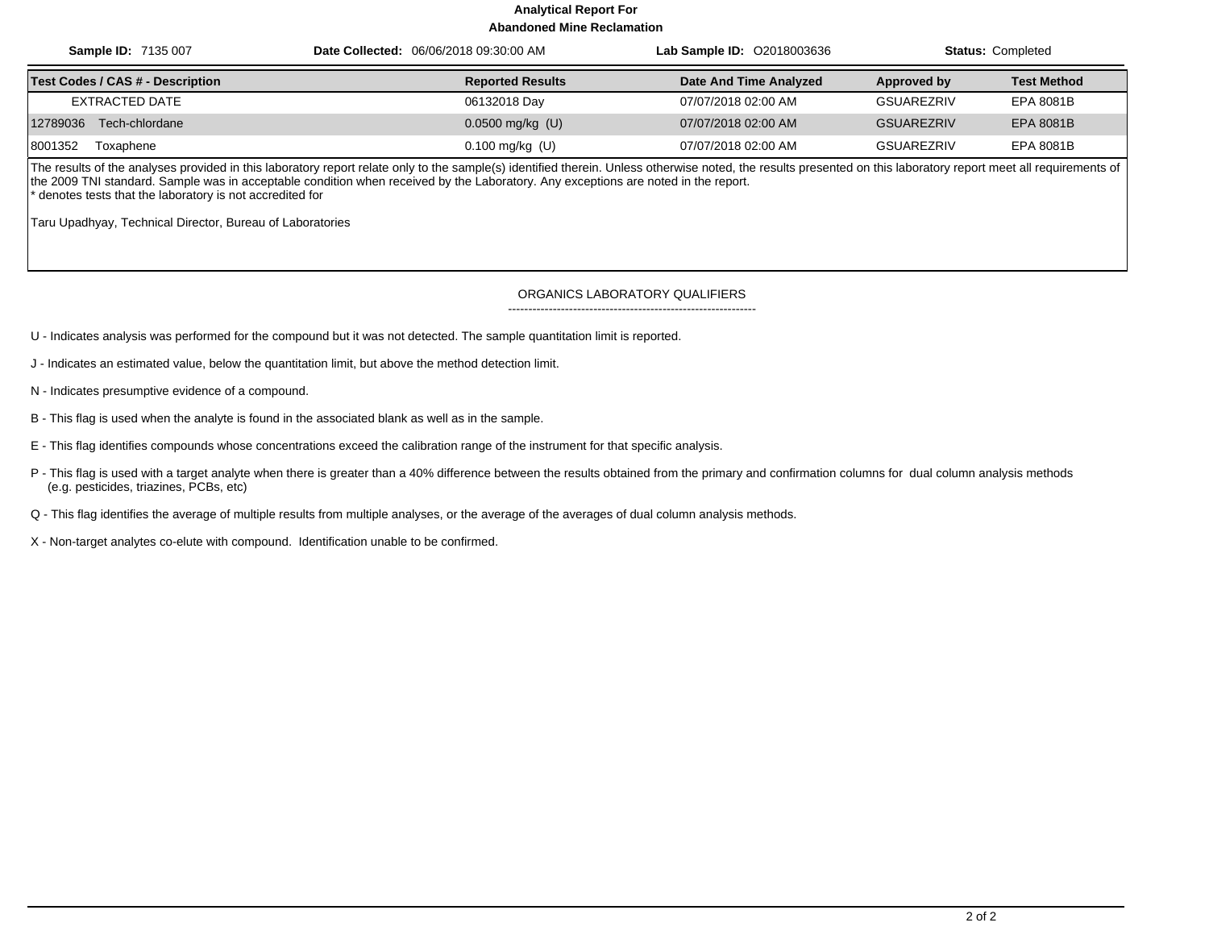**Analytical Report For**
**Abandoned Mine Reclamation**

| **Sample ID:** 7135 007 | **Date Collected:** 06/06/2018 09:30:00 AM | **Lab Sample ID:** O2018003636 | **Status:** Completed |
|---|---|---|---|

| Test Codes / CAS # - Description | Reported Results | Date And Time Analyzed | Approved by | Test Method |
|---|---|---|---|---|
| EXTRACTED DATE | 06132018 Day | 07/07/2018 02:00 AM | GSUAREZRIV | EPA 8081B |
| 12789036 Tech-chlordane | 0.0500 mg/kg (U) | 07/07/2018 02:00 AM | GSUAREZRIV | EPA 8081B |
| 8001352 Toxaphene | 0.100 mg/kg (U) | 07/07/2018 02:00 AM | GSUAREZRIV | EPA 8081B |

The results of the analyses provided in this laboratory report relate only to the sample(s) identified therein. Unless otherwise noted, the results presented on this laboratory report meet all requirements of the 2009 TNI standard. Sample was in acceptable condition when received by the Laboratory. Any exceptions are noted in the report.
* denotes tests that the laboratory is not accredited for

Taru Upadhyay, Technical Director, Bureau of Laboratories

ORGANICS LABORATORY QUALIFIERS

U - Indicates analysis was performed for the compound but it was not detected. The sample quantitation limit is reported.

J - Indicates an estimated value, below the quantitation limit, but above the method detection limit.

N - Indicates presumptive evidence of a compound.

B - This flag is used when the analyte is found in the associated blank as well as in the sample.

E - This flag identifies compounds whose concentrations exceed the calibration range of the instrument for that specific analysis.

P - This flag is used with a target analyte when there is greater than a 40% difference between the results obtained from the primary and confirmation columns for dual column analysis methods (e.g. pesticides, triazines, PCBs, etc)

Q - This flag identifies the average of multiple results from multiple analyses, or the average of the averages of dual column analysis methods.

X - Non-target analytes co-elute with compound. Identification unable to be confirmed.